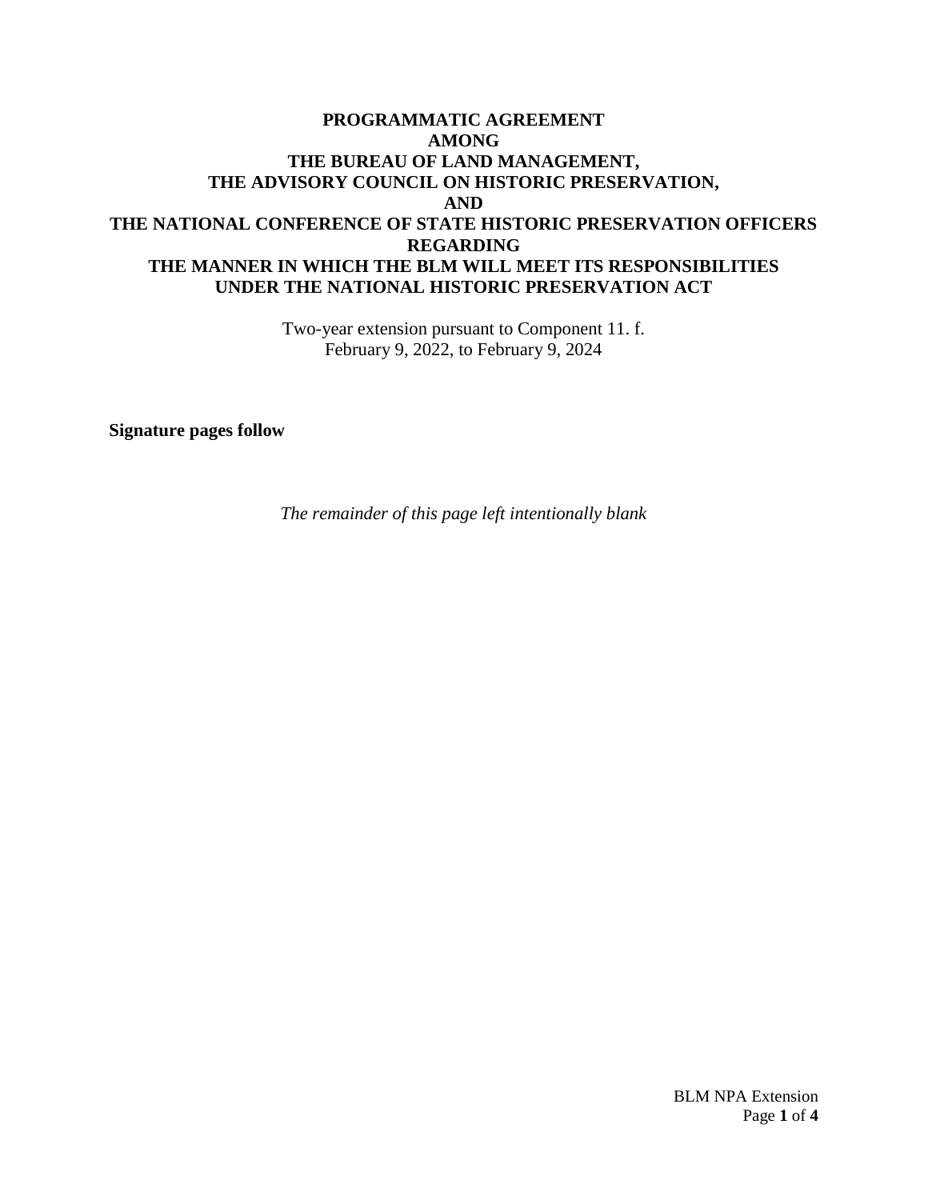# PROGRAMMATIC AGREEMENT AMONG THE BUREAU OF LAND MANAGEMENT, THE ADVISORY COUNCIL ON HISTORIC PRESERVATION, AND THE NATIONAL CONFERENCE OF STATE HISTORIC PRESERVATION OFFICERS REGARDING THE MANNER IN WHICH THE BLM WILL MEET ITS RESPONSIBILITIES UNDER THE NATIONAL HISTORIC PRESERVATION ACT

Two-year extension pursuant to Component 11. f.
February 9, 2022, to February 9, 2024

**Signature pages follow**

*The remainder of this page left intentionally blank*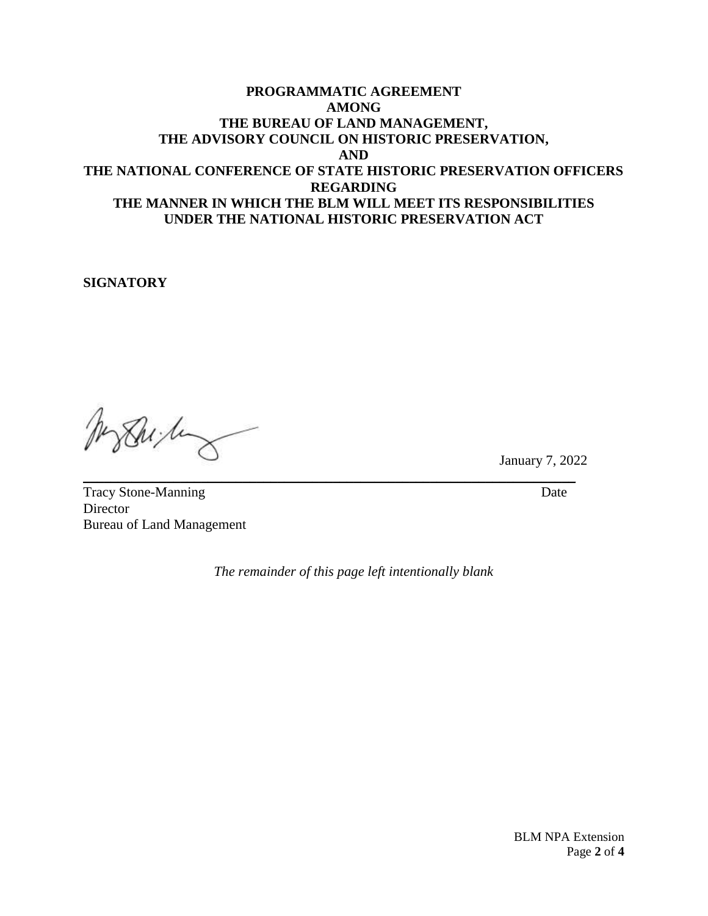**PROGRAMMATIC AGREEMENT**
**AMONG**
**THE BUREAU OF LAND MANAGEMENT,**
**THE ADVISORY COUNCIL ON HISTORIC PRESERVATION,**
**AND**
**THE NATIONAL CONFERENCE OF STATE HISTORIC PRESERVATION OFFICERS**
**REGARDING**
**THE MANNER IN WHICH THE BLM WILL MEET ITS RESPONSIBILITIES**
**UNDER THE NATIONAL HISTORIC PRESERVATION ACT**

**SIGNATORY**

January 7, 2022

\_\_\_\_\_\_\_\_\_\_\_\_\_\_\_\_\_\_\_\_\_\_\_\_\_\_\_\_\_\_\_\_\_\_\_\_\_\_\_\_\_\_\_\_\_\_\_\_\_\_\_\_\_\_\_\_\_\_\_\_

Tracy Stone-Manning Date
Director
Bureau of Land Management

*The remainder of this page left intentionally blank*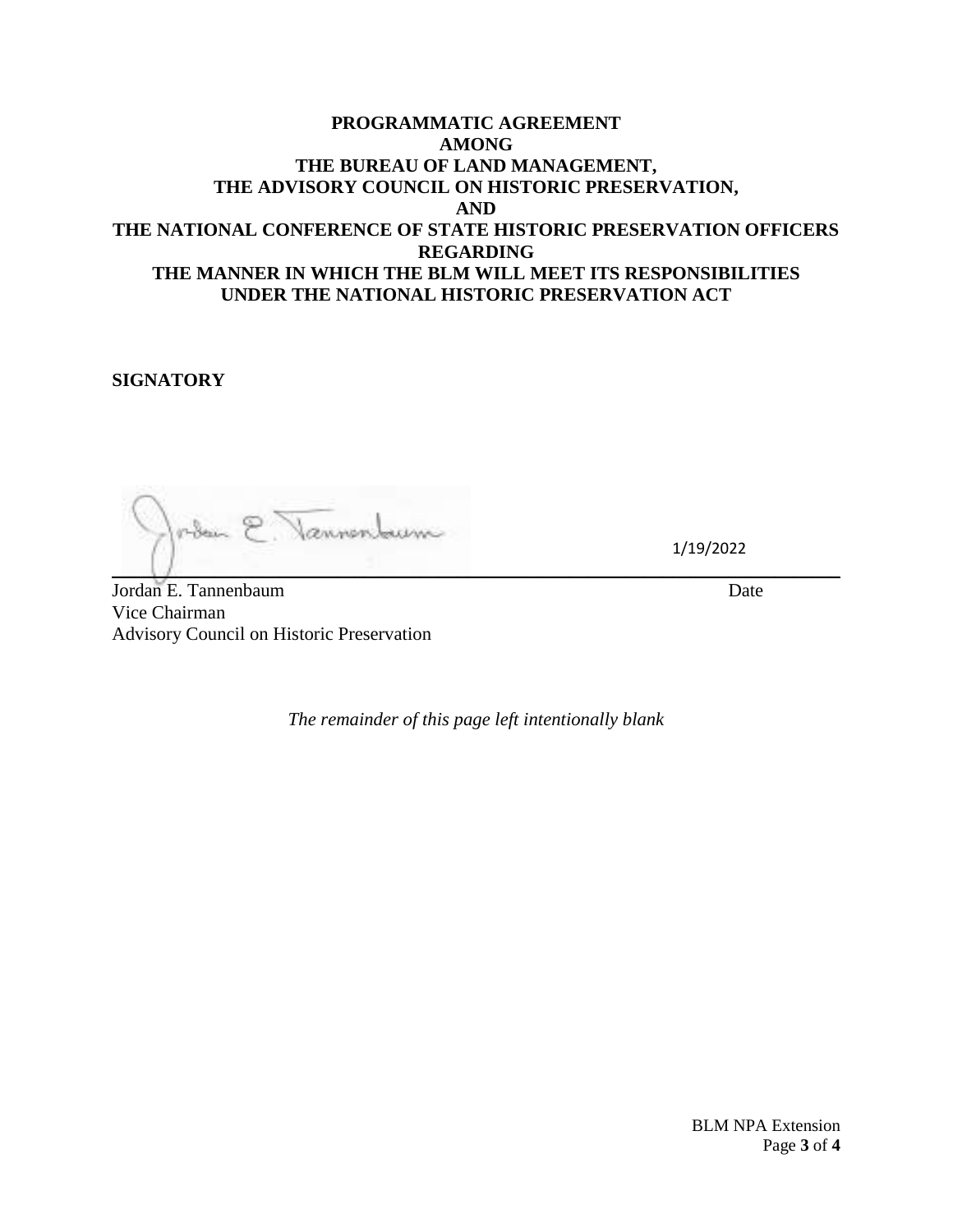**PROGRAMMATIC AGREEMENT**
**AMONG**
**THE BUREAU OF LAND MANAGEMENT,**
**THE ADVISORY COUNCIL ON HISTORIC PRESERVATION,**
**AND**
**THE NATIONAL CONFERENCE OF STATE HISTORIC PRESERVATION OFFICERS**
**REGARDING**
**THE MANNER IN WHICH THE BLM WILL MEET ITS RESPONSIBILITIES**
**UNDER THE NATIONAL HISTORIC PRESERVATION ACT**

**SIGNATORY**

1/19/2022

Jordan E. Tannenbaum	Date
Vice Chairman
Advisory Council on Historic Preservation

*The remainder of this page left intentionally blank*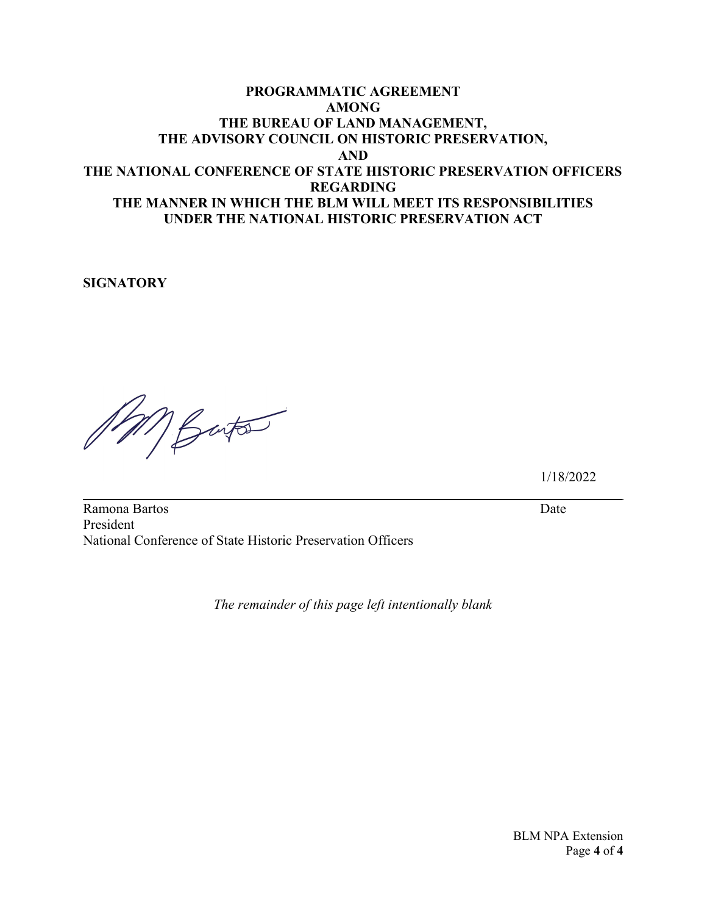**PROGRAMMATIC AGREEMENT**
**AMONG**
**THE BUREAU OF LAND MANAGEMENT,**
**THE ADVISORY COUNCIL ON HISTORIC PRESERVATION,**
**AND**
**THE NATIONAL CONFERENCE OF STATE HISTORIC PRESERVATION OFFICERS**
**REGARDING**
**THE MANNER IN WHICH THE BLM WILL MEET ITS RESPONSIBILITIES**
**UNDER THE NATIONAL HISTORIC PRESERVATION ACT**

**SIGNATORY**

1/18/2022

Ramona Bartos — Date
President
National Conference of State Historic Preservation Officers

*The remainder of this page left intentionally blank*